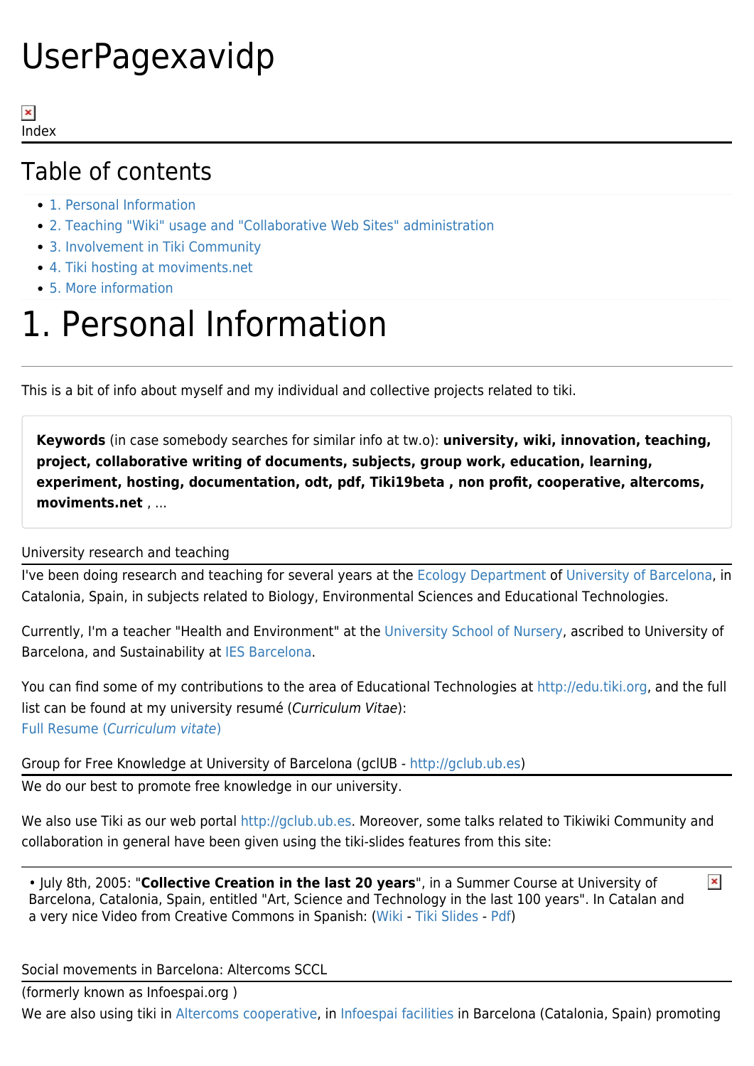# UserPagexavidp

Index

## Table of contents

- 1. Personal Information
- 2. Teaching "Wiki" usage and "Collaborative Web Sites" administration
- 3. Involvement in Tiki Community
- 4. Tiki hosting at moviments.net
- 5. More information

# 1. Personal Information

This is a bit of info about myself and my individual and collective projects related to tiki.

> **Keywords** (in case somebody searches for similar info at tw.o): **university, wiki, innovation, teaching, project, collaborative writing of documents, subjects, group work, education, learning, experiment, hosting, documentation, odt, pdf, Tiki19beta , non profit, cooperative, altercoms, moviments.net** , ...

University research and teaching

I've been doing research and teaching for several years at the Ecology Department of University of Barcelona, in Catalonia, Spain, in subjects related to Biology, Environmental Sciences and Educational Technologies.

Currently, I'm a teacher "Health and Environment" at the University School of Nursery, ascribed to University of Barcelona, and Sustainability at IES Barcelona.

You can find some of my contributions to the area of Educational Technologies at http://edu.tiki.org, and the full list can be found at my university resumé (*Curriculum Vitae*):
Full Resume (*Curriculum vitate*)

Group for Free Knowledge at University of Barcelona (gclUB - http://gclub.ub.es)

We do our best to promote free knowledge in our university.

We also use Tiki as our web portal http://gclub.ub.es. Moreover, some talks related to Tikiwiki Community and collaboration in general have been given using the tiki-slides features from this site:

- July 8th, 2005: "**Collective Creation in the last 20 years**", in a Summer Course at University of Barcelona, Catalonia, Spain, entitled "Art, Science and Technology in the last 100 years". In Catalan and a very nice Video from Creative Commons in Spanish: (Wiki - Tiki Slides - Pdf)

Social movements in Barcelona: Altercoms SCCL

(formerly known as Infoespai.org )

We are also using tiki in Altercoms cooperative, in Infoespai facilities in Barcelona (Catalonia, Spain) promoting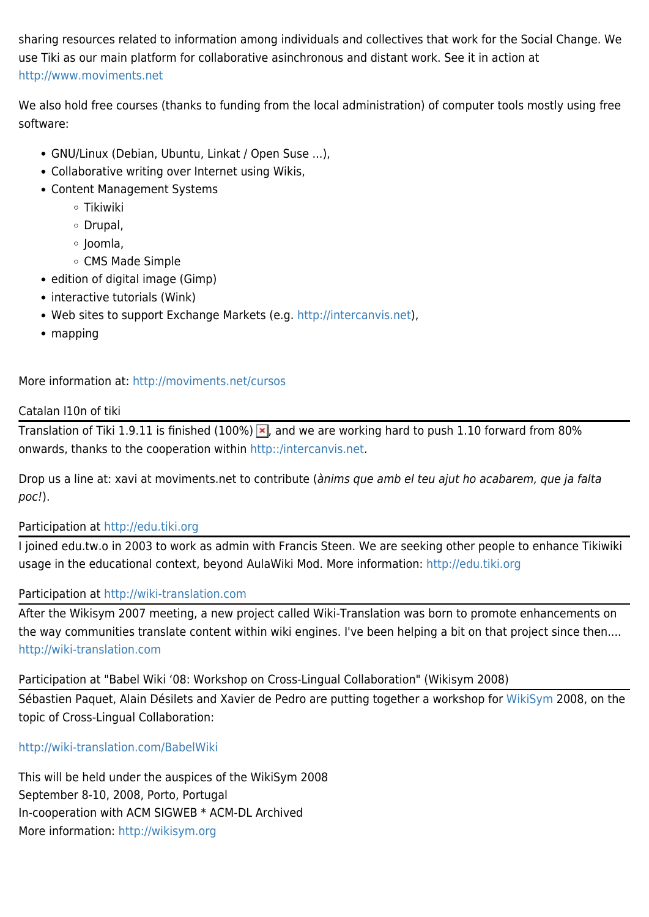sharing resources related to information among individuals and collectives that work for the Social Change. We use Tiki as our main platform for collaborative asinchronous and distant work. See it in action at http://www.moviments.net

We also hold free courses (thanks to funding from the local administration) of computer tools mostly using free software:

- GNU/Linux (Debian, Ubuntu, Linkat / Open Suse ...),
- Collaborative writing over Internet using Wikis,
- Content Management Systems
  - Tikiwiki
  - Drupal,
  - Joomla,
  - CMS Made Simple
- edition of digital image (Gimp)
- interactive tutorials (Wink)
- Web sites to support Exchange Markets (e.g. http://intercanvis.net),
- mapping

More information at: http://moviments.net/cursos

## Catalan l10n of tiki

Translation of Tiki 1.9.11 is finished (100%), and we are working hard to push 1.10 forward from 80% onwards, thanks to the cooperation within http::/intercanvis.net.

Drop us a line at: xavi at moviments.net to contribute (*ànims que amb el teu ajut ho acabarem, que ja falta poc!*).

## Participation at http://edu.tiki.org

I joined edu.tw.o in 2003 to work as admin with Francis Steen. We are seeking other people to enhance Tikiwiki usage in the educational context, beyond AulaWiki Mod. More information: http://edu.tiki.org

## Participation at http://wiki-translation.com

After the Wikisym 2007 meeting, a new project called Wiki-Translation was born to promote enhancements on the way communities translate content within wiki engines. I've been helping a bit on that project since then.... http://wiki-translation.com

## Participation at "Babel Wiki ‘08: Workshop on Cross-Lingual Collaboration" (Wikisym 2008)

Sébastien Paquet, Alain Désilets and Xavier de Pedro are putting together a workshop for WikiSym 2008, on the topic of Cross-Lingual Collaboration:

http://wiki-translation.com/BabelWiki

This will be held under the auspices of the WikiSym 2008
September 8-10, 2008, Porto, Portugal
In-cooperation with ACM SIGWEB * ACM-DL Archived
More information: http://wikisym.org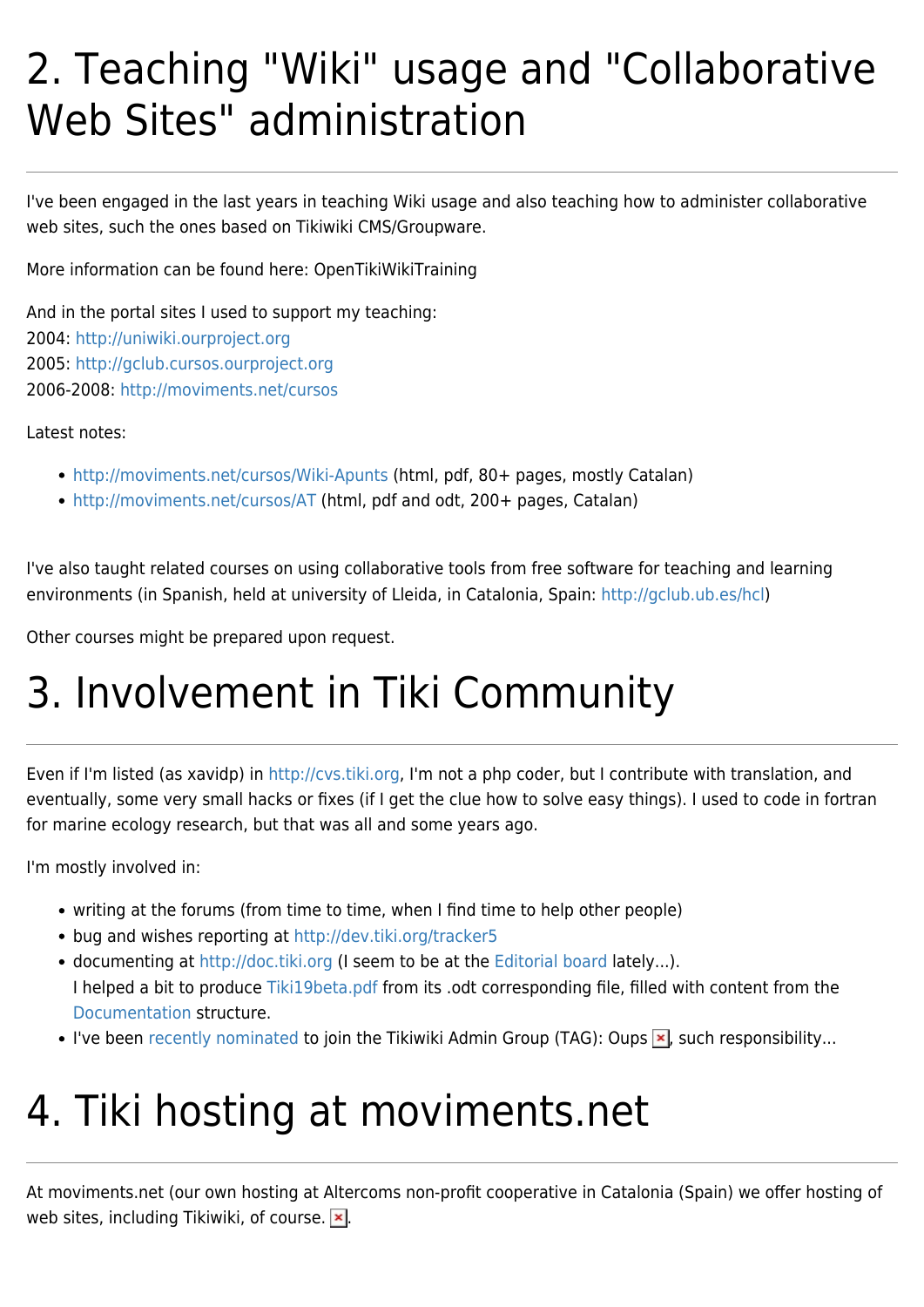# 2. Teaching "Wiki" usage and "Collaborative Web Sites" administration

I've been engaged in the last years in teaching Wiki usage and also teaching how to administer collaborative web sites, such the ones based on Tikiwiki CMS/Groupware.

More information can be found here: OpenTikiWikiTraining

And in the portal sites I used to support my teaching:
2004: http://uniwiki.ourproject.org
2005: http://gclub.cursos.ourproject.org
2006-2008: http://moviments.net/cursos

Latest notes:

- http://moviments.net/cursos/Wiki-Apunts (html, pdf, 80+ pages, mostly Catalan)
- http://moviments.net/cursos/AT (html, pdf and odt, 200+ pages, Catalan)

I've also taught related courses on using collaborative tools from free software for teaching and learning environments (in Spanish, held at university of Lleida, in Catalonia, Spain: http://gclub.ub.es/hcl)

Other courses might be prepared upon request.

# 3. Involvement in Tiki Community

Even if I'm listed (as xavidp) in http://cvs.tiki.org, I'm not a php coder, but I contribute with translation, and eventually, some very small hacks or fixes (if I get the clue how to solve easy things). I used to code in fortran for marine ecology research, but that was all and some years ago.

I'm mostly involved in:

- writing at the forums (from time to time, when I find time to help other people)
- bug and wishes reporting at http://dev.tiki.org/tracker5
- documenting at http://doc.tiki.org (I seem to be at the Editorial board lately...).
  I helped a bit to produce Tiki19beta.pdf from its .odt corresponding file, filled with content from the Documentation structure.
- I've been recently nominated to join the Tikiwiki Admin Group (TAG): Oups, such responsibility...

# 4. Tiki hosting at moviments.net

At moviments.net (our own hosting at Altercoms non-profit cooperative in Catalonia (Spain) we offer hosting of web sites, including Tikiwiki, of course. .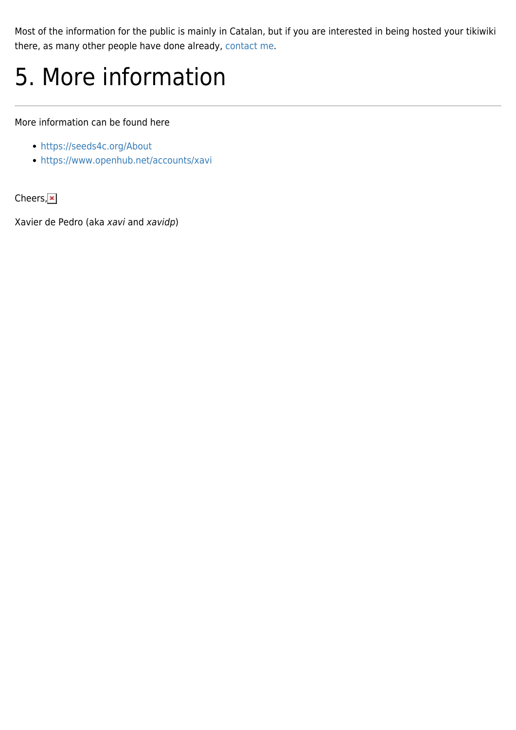Most of the information for the public is mainly in Catalan, but if you are interested in being hosted your tikiwiki there, as many other people have done already, contact me.

# 5. More information

More information can be found here

- https://seeds4c.org/About
- https://www.openhub.net/accounts/xavi

Cheers,

Xavier de Pedro (aka *xavi* and *xavidp*)